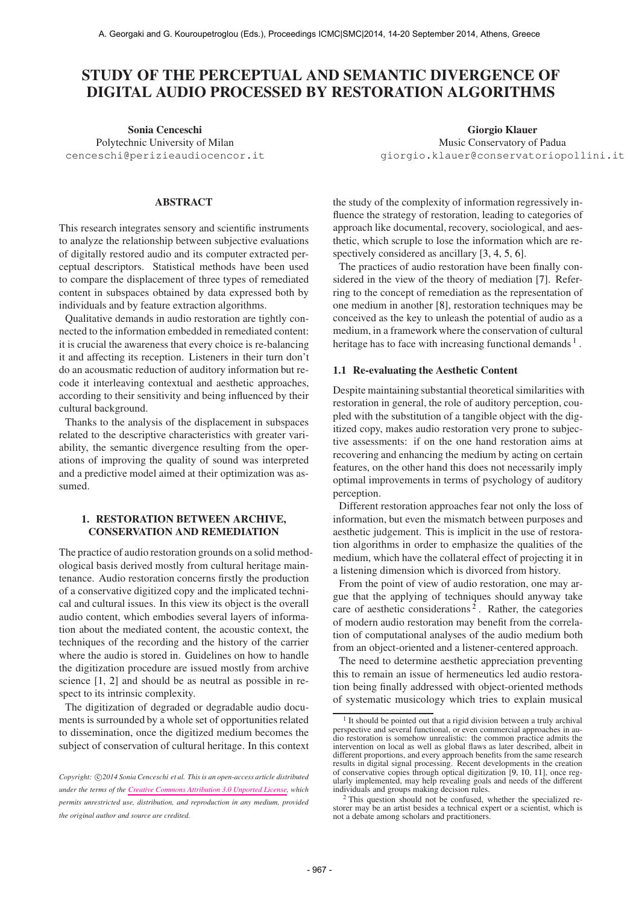# STUDY OF THE PERCEPTUAL AND SEMANTIC DIVERGENCE OF DIGITAL AUDIO PROCESSED BY RESTORATION ALGORITHMS

**Sonia Cenceschi**
Polytechnic University of Milan
cenceschi@perizieaudiocencor.it

**Giorgio Klauer**
Music Conservatory of Padua
giorgio.klauer@conservatoriopollini.it

## ABSTRACT

This research integrates sensory and scientific instruments to analyze the relationship between subjective evaluations of digitally restored audio and its computer extracted perceptual descriptors. Statistical methods have been used to compare the displacement of three types of remediated content in subspaces obtained by data expressed both by individuals and by feature extraction algorithms.

Qualitative demands in audio restoration are tightly connected to the information embedded in remediated content: it is crucial the awareness that every choice is re-balancing it and affecting its reception. Listeners in their turn don't do an acousmatic reduction of auditory information but recode it interleaving contextual and aesthetic approaches, according to their sensitivity and being influenced by their cultural background.

Thanks to the analysis of the displacement in subspaces related to the descriptive characteristics with greater variability, the semantic divergence resulting from the operations of improving the quality of sound was interpreted and a predictive model aimed at their optimization was assumed.

## 1. RESTORATION BETWEEN ARCHIVE, CONSERVATION AND REMEDIATION

The practice of audio restoration grounds on a solid methodological basis derived mostly from cultural heritage maintenance. Audio restoration concerns firstly the production of a conservative digitized copy and the implicated technical and cultural issues. In this view its object is the overall audio content, which embodies several layers of information about the mediated content, the acoustic context, the techniques of the recording and the history of the carrier where the audio is stored in. Guidelines on how to handle the digitization procedure are issued mostly from archive science [1, 2] and should be as neutral as possible in respect to its intrinsic complexity.

The digitization of degraded or degradable audio documents is surrounded by a whole set of opportunities related to dissemination, once the digitized medium becomes the subject of conservation of cultural heritage. In this context the study of the complexity of information regressively influence the strategy of restoration, leading to categories of approach like documental, recovery, sociological, and aesthetic, which scruple to lose the information which are respectively considered as ancillary [3, 4, 5, 6].

The practices of audio restoration have been finally considered in the view of the theory of mediation [7]. Referring to the concept of remediation as the representation of one medium in another [8], restoration techniques may be conceived as the key to unleash the potential of audio as a medium, in a framework where the conservation of cultural heritage has to face with increasing functional demands [1].

### 1.1 Re-evaluating the Aesthetic Content

Despite maintaining substantial theoretical similarities with restoration in general, the role of auditory perception, coupled with the substitution of a tangible object with the digitized copy, makes audio restoration very prone to subjective assessments: if on the one hand restoration aims at recovering and enhancing the medium by acting on certain features, on the other hand this does not necessarily imply optimal improvements in terms of psychology of auditory perception.

Different restoration approaches fear not only the loss of information, but even the mismatch between purposes and aesthetic judgement. This is implicit in the use of restoration algorithms in order to emphasize the qualities of the medium, which have the collateral effect of projecting it in a listening dimension which is divorced from history.

From the point of view of audio restoration, one may argue that the applying of techniques should anyway take care of aesthetic considerations [2]. Rather, the categories of modern audio restoration may benefit from the correlation of computational analyses of the audio medium both from an object-oriented and a listener-centered approach.

The need to determine aesthetic appreciation preventing this to remain an issue of hermeneutics led audio restoration being finally addressed with object-oriented methods of systematic musicology which tries to explain musical

[1] It should be pointed out that a rigid division between a truly archival perspective and several functional, or even commercial approaches in audio restoration is somehow unrealistic: the common practice admits the intervention on local as well as global flaws as later described, albeit in different proportions, and every approach benefits from the same research results in digital signal processing. Recent developments in the creation of conservative copies through optical digitization [9, 10, 11], once regularly implemented, may help revealing goals and needs of the different individuals and groups making decision rules.

[2] This question should not be confused, whether the specialized restorer may be an artist besides a technical expert or a scientist, which is not a debate among scholars and practitioners.

Copyright: ©2014 Sonia Cenceschi et al. This is an open-access article distributed under the terms of the Creative Commons Attribution 3.0 Unported License, which permits unrestricted use, distribution, and reproduction in any medium, provided the original author and source are credited.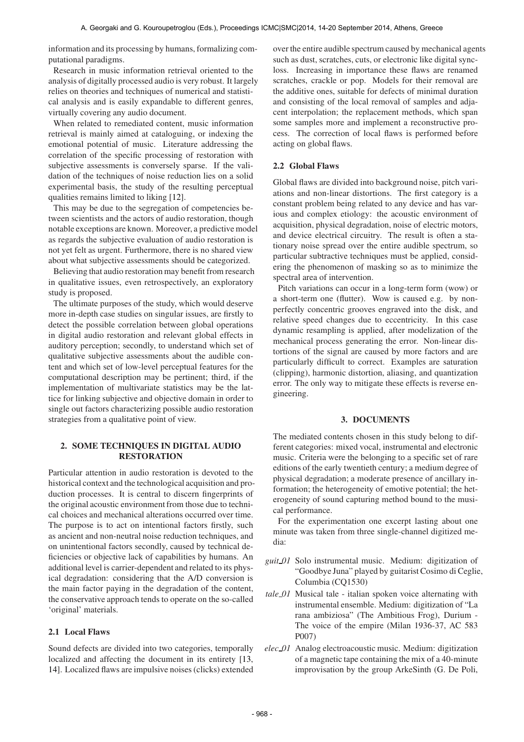information and its processing by humans, formalizing computational paradigms.

Research in music information retrieval oriented to the analysis of digitally processed audio is very robust. It largely relies on theories and techniques of numerical and statistical analysis and is easily expandable to different genres, virtually covering any audio document.

When related to remediated content, music information retrieval is mainly aimed at cataloguing, or indexing the emotional potential of music. Literature addressing the correlation of the specific processing of restoration with subjective assessments is conversely sparse. If the validation of the techniques of noise reduction lies on a solid experimental basis, the study of the resulting perceptual qualities remains limited to liking [12].

This may be due to the segregation of competencies between scientists and the actors of audio restoration, though notable exceptions are known. Moreover, a predictive model as regards the subjective evaluation of audio restoration is not yet felt as urgent. Furthermore, there is no shared view about what subjective assessments should be categorized.

Believing that audio restoration may benefit from research in qualitative issues, even retrospectively, an exploratory study is proposed.

The ultimate purposes of the study, which would deserve more in-depth case studies on singular issues, are firstly to detect the possible correlation between global operations in digital audio restoration and relevant global effects in auditory perception; secondly, to understand which set of qualitative subjective assessments about the audible content and which set of low-level perceptual features for the computational description may be pertinent; third, if the implementation of multivariate statistics may be the lattice for linking subjective and objective domain in order to single out factors characterizing possible audio restoration strategies from a qualitative point of view.

## 2. SOME TECHNIQUES IN DIGITAL AUDIO RESTORATION

Particular attention in audio restoration is devoted to the historical context and the technological acquisition and production processes. It is central to discern fingerprints of the original acoustic environment from those due to technical choices and mechanical alterations occurred over time. The purpose is to act on intentional factors firstly, such as ancient and non-neutral noise reduction techniques, and on unintentional factors secondly, caused by technical deficiencies or objective lack of capabilities by humans. An additional level is carrier-dependent and related to its physical degradation: considering that the A/D conversion is the main factor paying in the degradation of the content, the conservative approach tends to operate on the so-called 'original' materials.

### 2.1 Local Flaws

Sound defects are divided into two categories, temporally localized and affecting the document in its entirety [13, 14]. Localized flaws are impulsive noises (clicks) extended over the entire audible spectrum caused by mechanical agents such as dust, scratches, cuts, or electronic like digital sync-loss. Increasing in importance these flaws are renamed scratches, crackle or pop. Models for their removal are the additive ones, suitable for defects of minimal duration and consisting of the local removal of samples and adjacent interpolation; the replacement methods, which span some samples more and implement a reconstructive process. The correction of local flaws is performed before acting on global flaws.

### 2.2 Global Flaws

Global flaws are divided into background noise, pitch variations and non-linear distortions. The first category is a constant problem being related to any device and has various and complex etiology: the acoustic environment of acquisition, physical degradation, noise of electric motors, and device electrical circuitry. The result is often a stationary noise spread over the entire audible spectrum, so particular subtractive techniques must be applied, considering the phenomenon of masking so as to minimize the spectral area of intervention.

Pitch variations can occur in a long-term form (wow) or a short-term one (flutter). Wow is caused e.g. by non-perfectly concentric grooves engraved into the disk, and relative speed changes due to eccentricity. In this case dynamic resampling is applied, after modelization of the mechanical process generating the error. Non-linear distortions of the signal are caused by more factors and are particularly difficult to correct. Examples are saturation (clipping), harmonic distortion, aliasing, and quantization error. The only way to mitigate these effects is reverse engineering.

## 3. DOCUMENTS

The mediated contents chosen in this study belong to different categories: mixed vocal, instrumental and electronic music. Criteria were the belonging to a specific set of rare editions of the early twentieth century; a medium degree of physical degradation; a moderate presence of ancillary information; the heterogeneity of emotive potential; the heterogeneity of sound capturing method bound to the musical performance.

For the experimentation one excerpt lasting about one minute was taken from three single-channel digitized media:

- *guit_01* Solo instrumental music. Medium: digitization of "Goodbye Juna" played by guitarist Cosimo di Ceglie, Columbia (CQ1530)
- *tale_01* Musical tale - italian spoken voice alternating with instrumental ensemble. Medium: digitization of "La rana ambiziosa" (The Ambitious Frog), Durium - The voice of the empire (Milan 1936-37, AC 583 P007)
- *elec_01* Analog electroacoustic music. Medium: digitization of a magnetic tape containing the mix of a 40-minute improvisation by the group ArkeSinth (G. De Poli,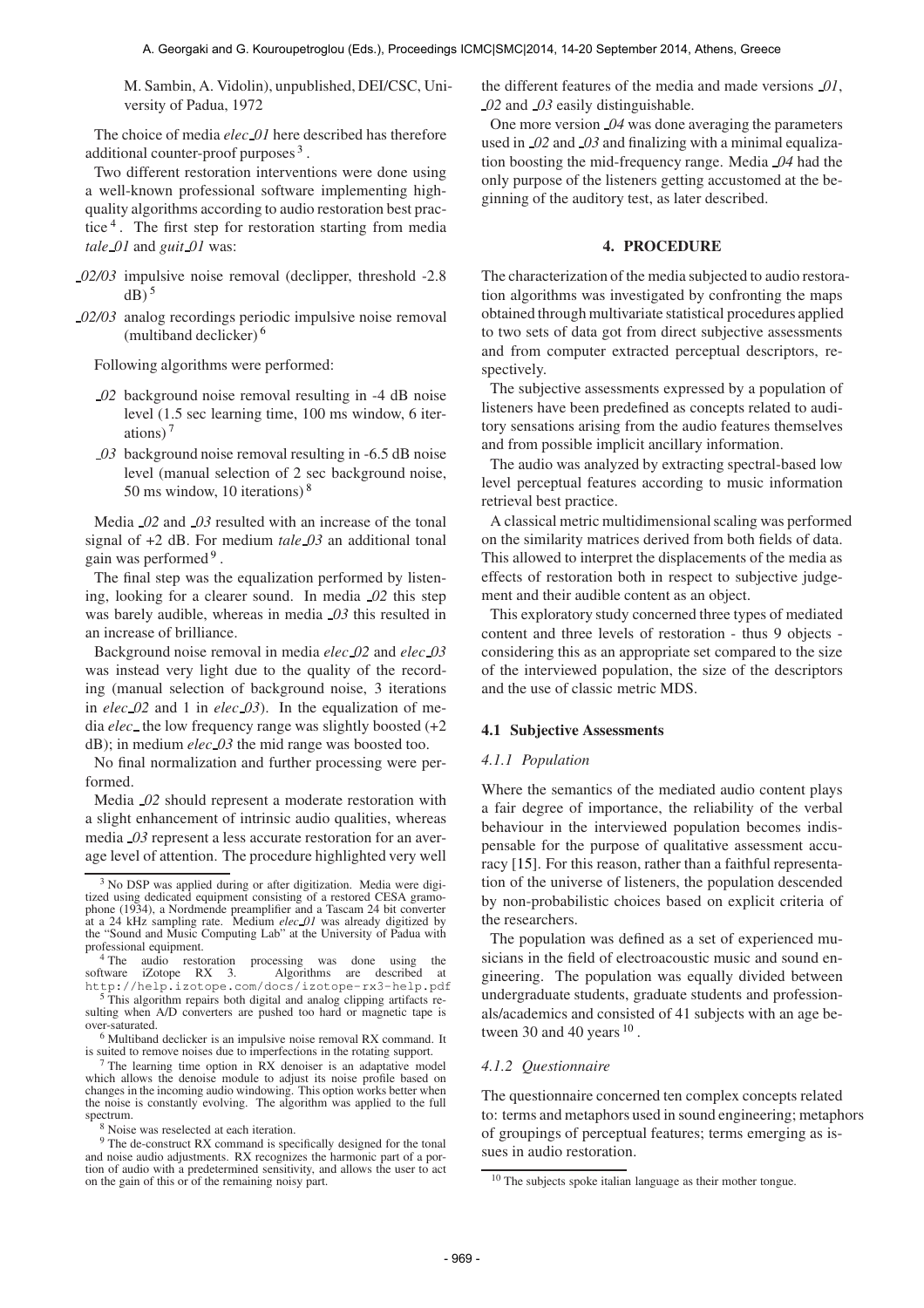M. Sambin, A. Vidolin), unpublished, DEI/CSC, University of Padua, 1972

The choice of media *elec_01* here described has therefore additional counter-proof purposes [3].

Two different restoration interventions were done using a well-known professional software implementing high-quality algorithms according to audio restoration best practice [4]. The first step for restoration starting from media *tale_01* and *guit_01* was:

- *_02/03* impulsive noise removal (declipper, threshold -2.8 dB) [5]
- *_02/03* analog recordings periodic impulsive noise removal (multiband declicker) [6]

Following algorithms were performed:

- *_02* background noise removal resulting in -4 dB noise level (1.5 sec learning time, 100 ms window, 6 iterations) [7]
- *_03* background noise removal resulting in -6.5 dB noise level (manual selection of 2 sec background noise, 50 ms window, 10 iterations) [8]

Media *_02* and *_03* resulted with an increase of the tonal signal of +2 dB. For medium *tale_03* an additional tonal gain was performed [9].

The final step was the equalization performed by listening, looking for a clearer sound. In media *_02* this step was barely audible, whereas in media *_03* this resulted in an increase of brilliance.

Background noise removal in media *elec_02* and *elec_03* was instead very light due to the quality of the recording (manual selection of background noise, 3 iterations in *elec_02* and 1 in *elec_03*). In the equalization of media *elec_* the low frequency range was slightly boosted (+2 dB); in medium *elec_03* the mid range was boosted too.

No final normalization and further processing were performed.

Media *_02* should represent a moderate restoration with a slight enhancement of intrinsic audio qualities, whereas media *_03* represent a less accurate restoration for an average level of attention. The procedure highlighted very well the different features of the media and made versions *_01*, *_02* and *_03* easily distinguishable.

One more version *_04* was done averaging the parameters used in *_02* and *_03* and finalizing with a minimal equalization boosting the mid-frequency range. Media *_04* had the only purpose of the listeners getting accustomed at the beginning of the auditory test, as later described.

## 4. PROCEDURE

The characterization of the media subjected to audio restoration algorithms was investigated by confronting the maps obtained through multivariate statistical procedures applied to two sets of data got from direct subjective assessments and from computer extracted perceptual descriptors, respectively.

The subjective assessments expressed by a population of listeners have been predefined as concepts related to auditory sensations arising from the audio features themselves and from possible implicit ancillary information.

The audio was analyzed by extracting spectral-based low level perceptual features according to music information retrieval best practice.

A classical metric multidimensional scaling was performed on the similarity matrices derived from both fields of data. This allowed to interpret the displacements of the media as effects of restoration both in respect to subjective judgement and their audible content as an object.

This exploratory study concerned three types of mediated content and three levels of restoration - thus 9 objects - considering this as an appropriate set compared to the size of the interviewed population, the size of the descriptors and the use of classic metric MDS.

### 4.1 Subjective Assessments

#### 4.1.1 Population

Where the semantics of the mediated audio content plays a fair degree of importance, the reliability of the verbal behaviour in the interviewed population becomes indispensable for the purpose of qualitative assessment accuracy [15]. For this reason, rather than a faithful representation of the universe of listeners, the population descended by non-probabilistic choices based on explicit criteria of the researchers.

The population was defined as a set of experienced musicians in the field of electroacoustic music and sound engineering. The population was equally divided between undergraduate students, graduate students and professionals/academics and consisted of 41 subjects with an age between 30 and 40 years [10].

#### 4.1.2 Questionnaire

The questionnaire concerned ten complex concepts related to: terms and metaphors used in sound engineering; metaphors of groupings of perceptual features; terms emerging as issues in audio restoration.

---

[3] No DSP was applied during or after digitization. Media were digitized using dedicated equipment consisting of a restored CESA gramophone (1934), a Nordmende preamplifier and a Tascam 24 bit converter at a 24 kHz sampling rate. Medium *elec_01* was already digitized by the "Sound and Music Computing Lab" at the University of Padua with professional equipment.

[4] The audio restoration processing was done using the software iZotope RX 3. Algorithms are described at http://help.izotope.com/docs/izotope-rx3-help.pdf

[5] This algorithm repairs both digital and analog clipping artifacts resulting when A/D converters are pushed too hard or magnetic tape is over-saturated.

[6] Multiband declicker is an impulsive noise removal RX command. It is suited to remove noises due to imperfections in the rotating support.

[7] The learning time option in RX denoiser is an adaptative model which allows the denoise module to adjust its noise profile based on changes in the incoming audio windowing. This option works better when the noise is constantly evolving. The algorithm was applied to the full spectrum.

[8] Noise was reselected at each iteration.

[9] The de-construct RX command is specifically designed for the tonal and noise audio adjustments. RX recognizes the harmonic part of a portion of audio with a predetermined sensitivity, and allows the user to act on the gain of this or of the remaining noisy part.

[10] The subjects spoke italian language as their mother tongue.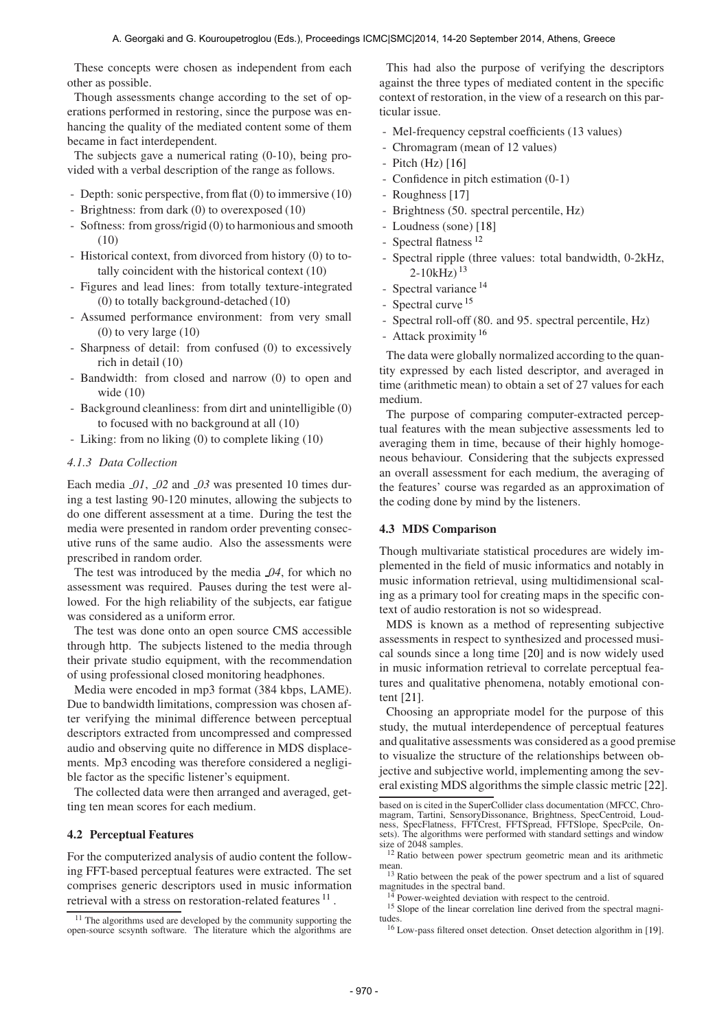These concepts were chosen as independent from each other as possible.

Though assessments change according to the set of operations performed in restoring, since the purpose was enhancing the quality of the mediated content some of them became in fact interdependent.

The subjects gave a numerical rating (0-10), being provided with a verbal description of the range as follows.

- Depth: sonic perspective, from flat (0) to immersive (10)
- Brightness: from dark (0) to overexposed (10)
- Softness: from gross/rigid (0) to harmonious and smooth (10)
- Historical context, from divorced from history (0) to totally coincident with the historical context (10)
- Figures and lead lines: from totally texture-integrated (0) to totally background-detached (10)
- Assumed performance environment: from very small (0) to very large (10)
- Sharpness of detail: from confused (0) to excessively rich in detail (10)
- Bandwidth: from closed and narrow (0) to open and wide (10)
- Background cleanliness: from dirt and unintelligible (0) to focused with no background at all (10)
- Liking: from no liking (0) to complete liking (10)

#### *4.1.3 Data Collection*

Each media *_01*, *_02* and *_03* was presented 10 times during a test lasting 90-120 minutes, allowing the subjects to do one different assessment at a time. During the test the media were presented in random order preventing consecutive runs of the same audio. Also the assessments were prescribed in random order.

The test was introduced by the media *_04*, for which no assessment was required. Pauses during the test were allowed. For the high reliability of the subjects, ear fatigue was considered as a uniform error.

The test was done onto an open source CMS accessible through http. The subjects listened to the media through their private studio equipment, with the recommendation of using professional closed monitoring headphones.

Media were encoded in mp3 format (384 kbps, LAME). Due to bandwidth limitations, compression was chosen after verifying the minimal difference between perceptual descriptors extracted from uncompressed and compressed audio and observing quite no difference in MDS displacements. Mp3 encoding was therefore considered a negligible factor as the specific listener's equipment.

The collected data were then arranged and averaged, getting ten mean scores for each medium.

### 4.2 Perceptual Features

For the computerized analysis of audio content the following FFT-based perceptual features were extracted. The set comprises generic descriptors used in music information retrieval with a stress on restoration-related features [11].

This had also the purpose of verifying the descriptors against the three types of mediated content in the specific context of restoration, in the view of a research on this particular issue.

- Mel-frequency cepstral coefficients (13 values)
- Chromagram (mean of 12 values)
- Pitch (Hz) [16]
- Confidence in pitch estimation (0-1)
- Roughness [17]
- Brightness (50. spectral percentile, Hz)
- Loudness (sone) [18]
- Spectral flatness [12]
- Spectral ripple (three values: total bandwidth, 0-2kHz, 2-10kHz) [13]
- Spectral variance [14]
- Spectral curve [15]
- Spectral roll-off (80. and 95. spectral percentile, Hz)
- Attack proximity [16]

The data were globally normalized according to the quantity expressed by each listed descriptor, and averaged in time (arithmetic mean) to obtain a set of 27 values for each medium.

The purpose of comparing computer-extracted perceptual features with the mean subjective assessments led to averaging them in time, because of their highly homogeneous behaviour. Considering that the subjects expressed an overall assessment for each medium, the averaging of the features' course was regarded as an approximation of the coding done by mind by the listeners.

### 4.3 MDS Comparison

Though multivariate statistical procedures are widely implemented in the field of music informatics and notably in music information retrieval, using multidimensional scaling as a primary tool for creating maps in the specific context of audio restoration is not so widespread.

MDS is known as a method of representing subjective assessments in respect to synthesized and processed musical sounds since a long time [20] and is now widely used in music information retrieval to correlate perceptual features and qualitative phenomena, notably emotional content [21].

Choosing an appropriate model for the purpose of this study, the mutual interdependence of perceptual features and qualitative assessments was considered as a good premise to visualize the structure of the relationships between objective and subjective world, implementing among the several existing MDS algorithms the simple classic metric [22].

---

[11] The algorithms used are developed by the community supporting the open-source scsynth software. The literature which the algorithms are based on is cited in the SuperCollider class documentation (MFCC, Chromagram, Tartini, SensoryDissonance, Brightness, SpecCentroid, Loudness, SpecFlatness, FFTCrest, FFTSpread, FFTSlope, SpecPcile, Onsets). The algorithms were performed with standard settings and window size of 2048 samples.

[12] Ratio between power spectrum geometric mean and its arithmetic mean.

[13] Ratio between the peak of the power spectrum and a list of squared magnitudes in the spectral band.

[14] Power-weighted deviation with respect to the centroid.

[15] Slope of the linear correlation line derived from the spectral magnitudes.

[16] Low-pass filtered onset detection. Onset detection algorithm in [19].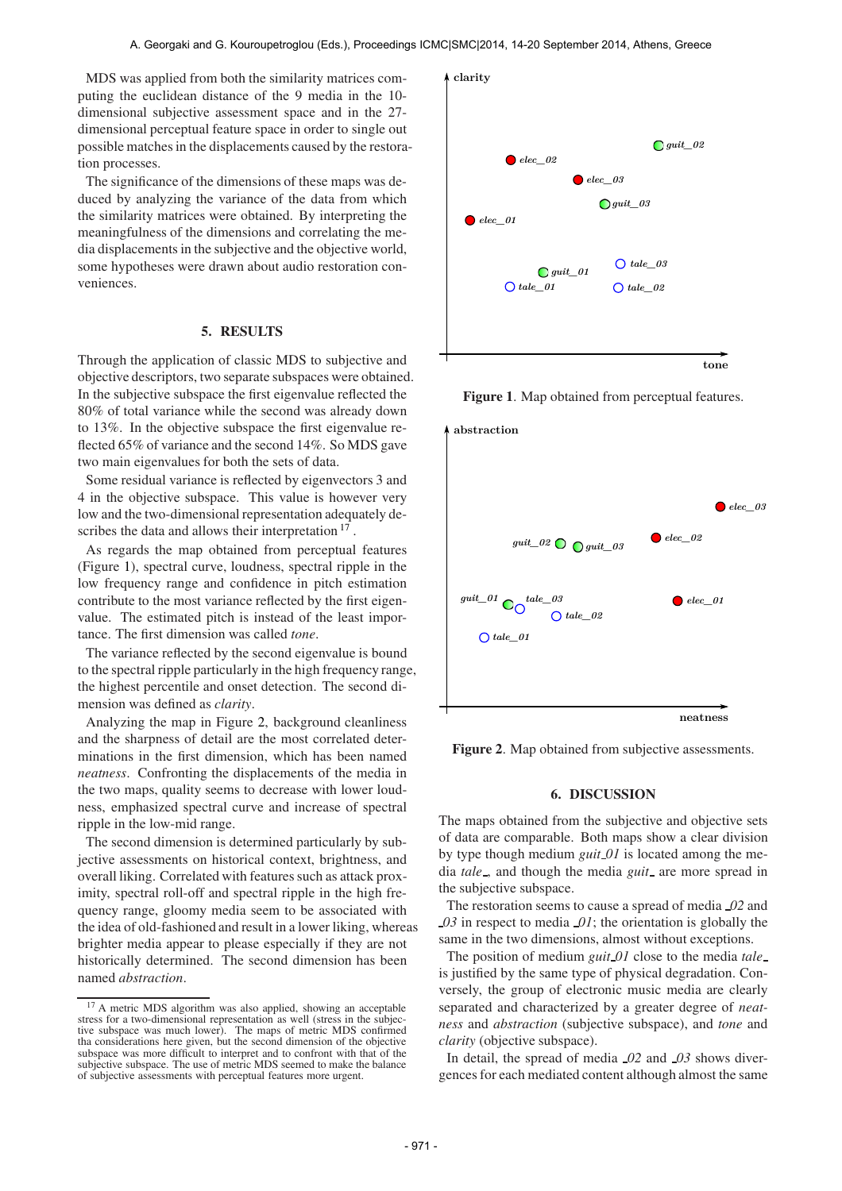MDS was applied from both the similarity matrices computing the euclidean distance of the 9 media in the 10-dimensional subjective assessment space and in the 27-dimensional perceptual feature space in order to single out possible matches in the displacements caused by the restoration processes.

The significance of the dimensions of these maps was deduced by analyzing the variance of the data from which the similarity matrices were obtained. By interpreting the meaningfulness of the dimensions and correlating the media displacements in the subjective and the objective world, some hypotheses were drawn about audio restoration conveniences.

## 5. RESULTS

Through the application of classic MDS to subjective and objective descriptors, two separate subspaces were obtained. In the subjective subspace the first eigenvalue reflected the 80% of total variance while the second was already down to 13%. In the objective subspace the first eigenvalue reflected 65% of variance and the second 14%. So MDS gave two main eigenvalues for both the sets of data.

Some residual variance is reflected by eigenvectors 3 and 4 in the objective subspace. This value is however very low and the two-dimensional representation adequately describes the data and allows their interpretation [17].

As regards the map obtained from perceptual features (Figure 1), spectral curve, loudness, spectral ripple in the low frequency range and confidence in pitch estimation contribute to the most variance reflected by the first eigenvalue. The estimated pitch is instead of the least importance. The first dimension was called *tone*.

The variance reflected by the second eigenvalue is bound to the spectral ripple particularly in the high frequency range, the highest percentile and onset detection. The second dimension was defined as *clarity*.

Analyzing the map in Figure 2, background cleanliness and the sharpness of detail are the most correlated determinations in the first dimension, which has been named *neatness*. Confronting the displacements of the media in the two maps, quality seems to decrease with lower loudness, emphasized spectral curve and increase of spectral ripple in the low-mid range.

The second dimension is determined particularly by subjective assessments on historical context, brightness, and overall liking. Correlated with features such as attack proximity, spectral roll-off and spectral ripple in the high frequency range, gloomy media seem to be associated with the idea of old-fashioned and result in a lower liking, whereas brighter media appear to please especially if they are not historically determined. The second dimension has been named *abstraction*.

[17] A metric MDS algorithm was also applied, showing an acceptable stress for a two-dimensional representation as well (stress in the subjective subspace was much lower). The maps of metric MDS confirmed tha considerations here given, but the second dimension of the objective subspace was more difficult to interpret and to confront with that of the subjective subspace. The use of metric MDS seemed to make the balance of subjective assessments with perceptual features more urgent.

**Figure 1**. Map obtained from perceptual features.

**Figure 2**. Map obtained from subjective assessments.

## 6. DISCUSSION

The maps obtained from the subjective and objective sets of data are comparable. Both maps show a clear division by type though medium *guit_01* is located among the media *tale_*, and though the media *guit_* are more spread in the subjective subspace.

The restoration seems to cause a spread of media *_02* and *_03* in respect to media *_01*; the orientation is globally the same in the two dimensions, almost without exceptions.

The position of medium *guit_01* close to the media *tale_* is justified by the same type of physical degradation. Conversely, the group of electronic music media are clearly separated and characterized by a greater degree of *neatness* and *abstraction* (subjective subspace), and *tone* and *clarity* (objective subspace).

In detail, the spread of media *_02* and *_03* shows divergences for each mediated content although almost the same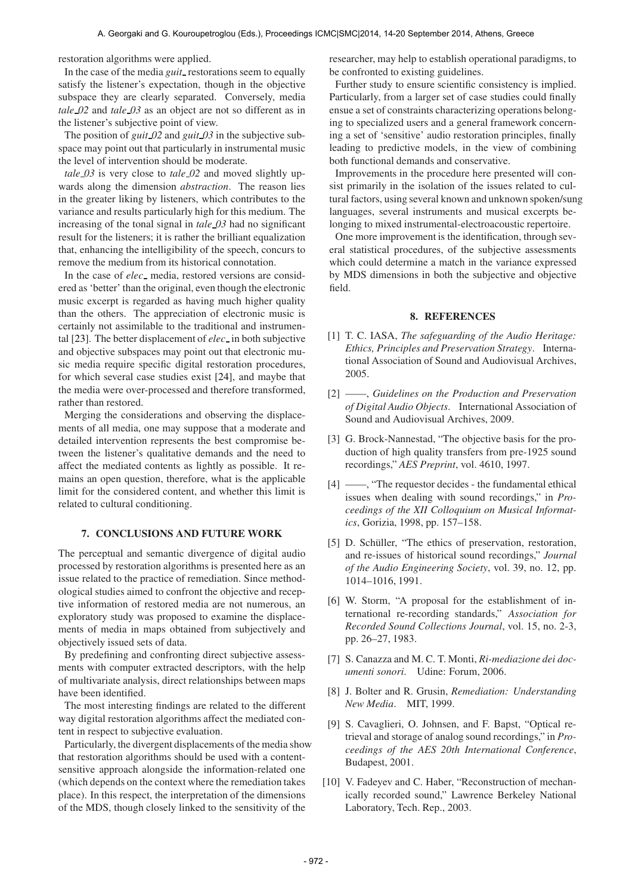restoration algorithms were applied.

In the case of the media *guit_* restorations seem to equally satisfy the listener's expectation, though in the objective subspace they are clearly separated. Conversely, media *tale_02* and *tale_03* as an object are not so different as in the listener's subjective point of view.

The position of *guit_02* and *guit_03* in the subjective subspace may point out that particularly in instrumental music the level of intervention should be moderate.

*tale_03* is very close to *tale_02* and moved slightly upwards along the dimension *abstraction*. The reason lies in the greater liking by listeners, which contributes to the variance and results particularly high for this medium. The increasing of the tonal signal in *tale_03* had no significant result for the listeners; it is rather the brilliant equalization that, enhancing the intelligibility of the speech, concurs to remove the medium from its historical connotation.

In the case of *elec_* media, restored versions are considered as 'better' than the original, even though the electronic music excerpt is regarded as having much higher quality than the others. The appreciation of electronic music is certainly not assimilable to the traditional and instrumental [23]. The better displacement of *elec_* in both subjective and objective subspaces may point out that electronic music media require specific digital restoration procedures, for which several case studies exist [24], and maybe that the media were over-processed and therefore transformed, rather than restored.

Merging the considerations and observing the displacements of all media, one may suppose that a moderate and detailed intervention represents the best compromise between the listener's qualitative demands and the need to affect the mediated contents as lightly as possible. It remains an open question, therefore, what is the applicable limit for the considered content, and whether this limit is related to cultural conditioning.

## 7. CONCLUSIONS AND FUTURE WORK

The perceptual and semantic divergence of digital audio processed by restoration algorithms is presented here as an issue related to the practice of remediation. Since methodological studies aimed to confront the objective and receptive information of restored media are not numerous, an exploratory study was proposed to examine the displacements of media in maps obtained from subjectively and objectively issued sets of data.

By predefining and confronting direct subjective assessments with computer extracted descriptors, with the help of multivariate analysis, direct relationships between maps have been identified.

The most interesting findings are related to the different way digital restoration algorithms affect the mediated content in respect to subjective evaluation.

Particularly, the divergent displacements of the media show that restoration algorithms should be used with a content-sensitive approach alongside the information-related one (which depends on the context where the remediation takes place). In this respect, the interpretation of the dimensions of the MDS, though closely linked to the sensitivity of the researcher, may help to establish operational paradigms, to be confronted to existing guidelines.

Further study to ensure scientific consistency is implied. Particularly, from a larger set of case studies could finally ensue a set of constraints characterizing operations belonging to specialized users and a general framework concerning a set of 'sensitive' audio restoration principles, finally leading to predictive models, in the view of combining both functional demands and conservative.

Improvements in the procedure here presented will consist primarily in the isolation of the issues related to cultural factors, using several known and unknown spoken/sung languages, several instruments and musical excerpts belonging to mixed instrumental-electroacoustic repertoire.

One more improvement is the identification, through several statistical procedures, of the subjective assessments which could determine a match in the variance expressed by MDS dimensions in both the subjective and objective field.

## 8. REFERENCES

[1] T. C. IASA, *The safeguarding of the Audio Heritage: Ethics, Principles and Preservation Strategy*. International Association of Sound and Audiovisual Archives, 2005.

[2] ——, *Guidelines on the Production and Preservation of Digital Audio Objects*. International Association of Sound and Audiovisual Archives, 2009.

[3] G. Brock-Nannestad, "The objective basis for the production of high quality transfers from pre-1925 sound recordings," *AES Preprint*, vol. 4610, 1997.

[4] ——, "The requestor decides - the fundamental ethical issues when dealing with sound recordings," in *Proceedings of the XII Colloquium on Musical Informatics*, Gorizia, 1998, pp. 157–158.

[5] D. Schüller, "The ethics of preservation, restoration, and re-issues of historical sound recordings," *Journal of the Audio Engineering Society*, vol. 39, no. 12, pp. 1014–1016, 1991.

[6] W. Storm, "A proposal for the establishment of international re-recording standards," *Association for Recorded Sound Collections Journal*, vol. 15, no. 2-3, pp. 26–27, 1983.

[7] S. Canazza and M. C. T. Monti, *Ri-mediazione dei documenti sonori*. Udine: Forum, 2006.

[8] J. Bolter and R. Grusin, *Remediation: Understanding New Media*. MIT, 1999.

[9] S. Cavaglieri, O. Johnsen, and F. Bapst, "Optical retrieval and storage of analog sound recordings," in *Proceedings of the AES 20th International Conference*, Budapest, 2001.

[10] V. Fadeyev and C. Haber, "Reconstruction of mechanically recorded sound," Lawrence Berkeley National Laboratory, Tech. Rep., 2003.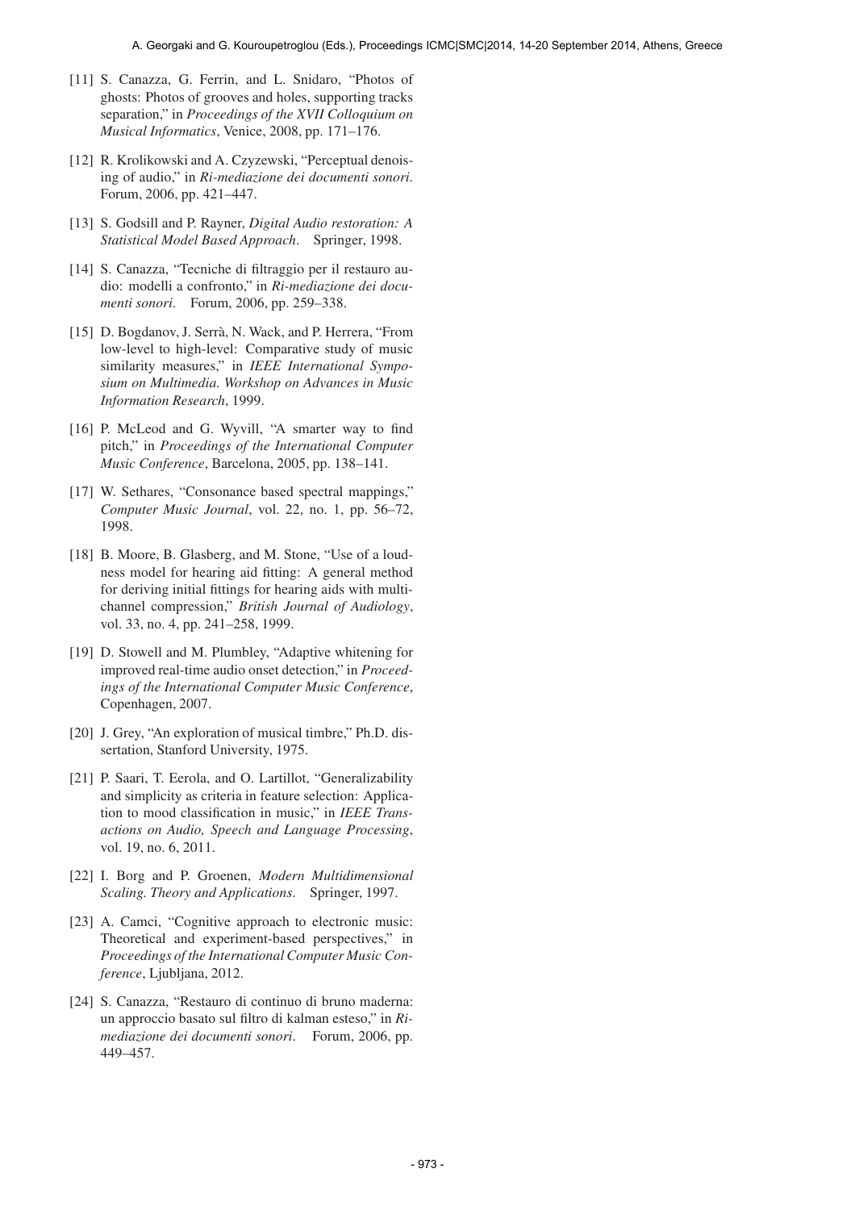[11] S. Canazza, G. Ferrin, and L. Snidaro, "Photos of ghosts: Photos of grooves and holes, supporting tracks separation," in *Proceedings of the XVII Colloquium on Musical Informatics*, Venice, 2008, pp. 171–176.

[12] R. Krolikowski and A. Czyzewski, "Perceptual denoising of audio," in *Ri-mediazione dei documenti sonori*. Forum, 2006, pp. 421–447.

[13] S. Godsill and P. Rayner, *Digital Audio restoration: A Statistical Model Based Approach*. Springer, 1998.

[14] S. Canazza, "Tecniche di filtraggio per il restauro audio: modelli a confronto," in *Ri-mediazione dei documenti sonori*. Forum, 2006, pp. 259–338.

[15] D. Bogdanov, J. Serrà, N. Wack, and P. Herrera, "From low-level to high-level: Comparative study of music similarity measures," in *IEEE International Symposium on Multimedia. Workshop on Advances in Music Information Research*, 1999.

[16] P. McLeod and G. Wyvill, "A smarter way to find pitch," in *Proceedings of the International Computer Music Conference*, Barcelona, 2005, pp. 138–141.

[17] W. Sethares, "Consonance based spectral mappings," *Computer Music Journal*, vol. 22, no. 1, pp. 56–72, 1998.

[18] B. Moore, B. Glasberg, and M. Stone, "Use of a loudness model for hearing aid fitting: A general method for deriving initial fittings for hearing aids with multichannel compression," *British Journal of Audiology*, vol. 33, no. 4, pp. 241–258, 1999.

[19] D. Stowell and M. Plumbley, "Adaptive whitening for improved real-time audio onset detection," in *Proceedings of the International Computer Music Conference*, Copenhagen, 2007.

[20] J. Grey, "An exploration of musical timbre," Ph.D. dissertation, Stanford University, 1975.

[21] P. Saari, T. Eerola, and O. Lartillot, "Generalizability and simplicity as criteria in feature selection: Application to mood classification in music," in *IEEE Transactions on Audio, Speech and Language Processing*, vol. 19, no. 6, 2011.

[22] I. Borg and P. Groenen, *Modern Multidimensional Scaling. Theory and Applications*. Springer, 1997.

[23] A. Camci, "Cognitive approach to electronic music: Theoretical and experiment-based perspectives," in *Proceedings of the International Computer Music Conference*, Ljubljana, 2012.

[24] S. Canazza, "Restauro di continuo di bruno maderna: un approccio basato sul filtro di kalman esteso," in *Ri-mediazione dei documenti sonori*. Forum, 2006, pp. 449–457.